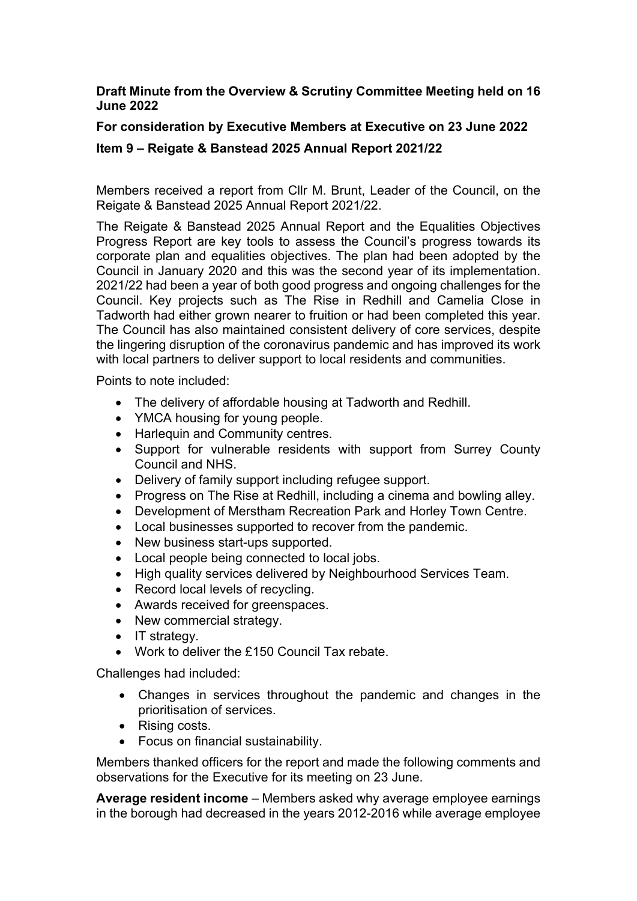**Draft Minute from the Overview & Scrutiny Committee Meeting held on 16 June 2022**

**For consideration by Executive Members at Executive on 23 June 2022**

**Item 9 – Reigate & Banstead 2025 Annual Report 2021/22**

Members received a report from Cllr M. Brunt, Leader of the Council, on the Reigate & Banstead 2025 Annual Report 2021/22.

The Reigate & Banstead 2025 Annual Report and the Equalities Objectives Progress Report are key tools to assess the Council's progress towards its corporate plan and equalities objectives. The plan had been adopted by the Council in January 2020 and this was the second year of its implementation. 2021/22 had been a year of both good progress and ongoing challenges for the Council. Key projects such as The Rise in Redhill and Camelia Close in Tadworth had either grown nearer to fruition or had been completed this year. The Council has also maintained consistent delivery of core services, despite the lingering disruption of the coronavirus pandemic and has improved its work with local partners to deliver support to local residents and communities.

Points to note included:

- The delivery of affordable housing at Tadworth and Redhill.
- YMCA housing for young people.
- Harlequin and Community centres.
- Support for vulnerable residents with support from Surrey County Council and NHS.
- Delivery of family support including refugee support.
- Progress on The Rise at Redhill, including a cinema and bowling alley.
- Development of Merstham Recreation Park and Horley Town Centre.
- Local businesses supported to recover from the pandemic.
- New business start-ups supported.
- Local people being connected to local jobs.
- High quality services delivered by Neighbourhood Services Team.
- Record local levels of recycling.
- Awards received for greenspaces.
- New commercial strategy.
- IT strategy.
- Work to deliver the £150 Council Tax rebate.

Challenges had included:

- Changes in services throughout the pandemic and changes in the prioritisation of services.
- Rising costs.
- Focus on financial sustainability.

Members thanked officers for the report and made the following comments and observations for the Executive for its meeting on 23 June.

**Average resident income** – Members asked why average employee earnings in the borough had decreased in the years 2012-2016 while average employee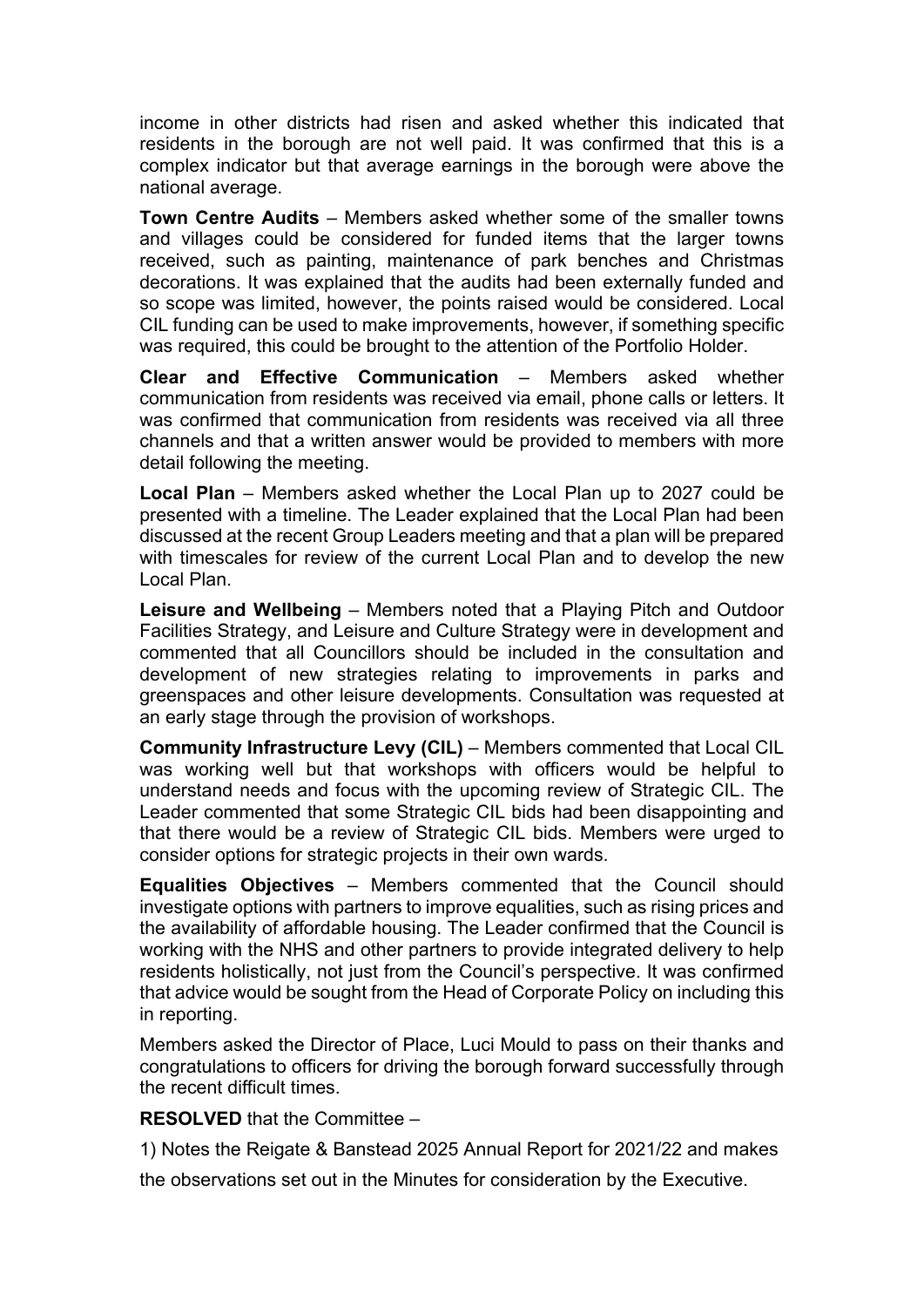income in other districts had risen and asked whether this indicated that residents in the borough are not well paid. It was confirmed that this is a complex indicator but that average earnings in the borough were above the national average.

**Town Centre Audits** – Members asked whether some of the smaller towns and villages could be considered for funded items that the larger towns received, such as painting, maintenance of park benches and Christmas decorations. It was explained that the audits had been externally funded and so scope was limited, however, the points raised would be considered. Local CIL funding can be used to make improvements, however, if something specific was required, this could be brought to the attention of the Portfolio Holder.

**Clear and Effective Communication** – Members asked whether communication from residents was received via email, phone calls or letters. It was confirmed that communication from residents was received via all three channels and that a written answer would be provided to members with more detail following the meeting.

**Local Plan** – Members asked whether the Local Plan up to 2027 could be presented with a timeline. The Leader explained that the Local Plan had been discussed at the recent Group Leaders meeting and that a plan will be prepared with timescales for review of the current Local Plan and to develop the new Local Plan.

**Leisure and Wellbeing** – Members noted that a Playing Pitch and Outdoor Facilities Strategy, and Leisure and Culture Strategy were in development and commented that all Councillors should be included in the consultation and development of new strategies relating to improvements in parks and greenspaces and other leisure developments. Consultation was requested at an early stage through the provision of workshops.

**Community Infrastructure Levy (CIL)** – Members commented that Local CIL was working well but that workshops with officers would be helpful to understand needs and focus with the upcoming review of Strategic CIL. The Leader commented that some Strategic CIL bids had been disappointing and that there would be a review of Strategic CIL bids. Members were urged to consider options for strategic projects in their own wards.

**Equalities Objectives** – Members commented that the Council should investigate options with partners to improve equalities, such as rising prices and the availability of affordable housing. The Leader confirmed that the Council is working with the NHS and other partners to provide integrated delivery to help residents holistically, not just from the Council's perspective. It was confirmed that advice would be sought from the Head of Corporate Policy on including this in reporting.

Members asked the Director of Place, Luci Mould to pass on their thanks and congratulations to officers for driving the borough forward successfully through the recent difficult times.

**RESOLVED** that the Committee –

1) Notes the Reigate & Banstead 2025 Annual Report for 2021/22 and makes the observations set out in the Minutes for consideration by the Executive.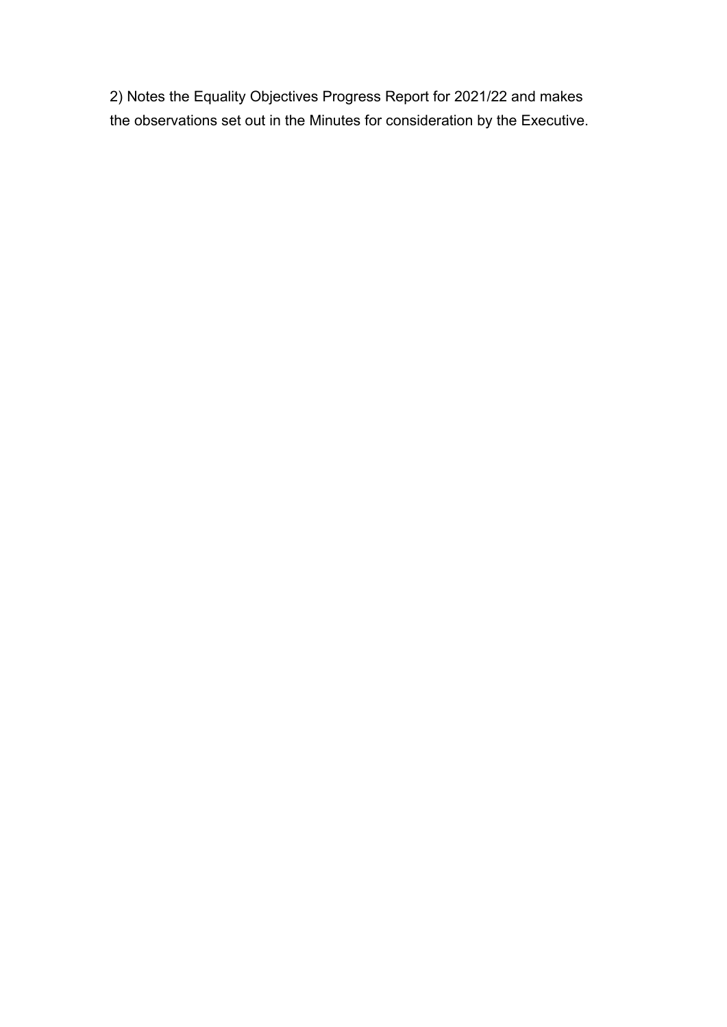2) Notes the Equality Objectives Progress Report for 2021/22 and makes the observations set out in the Minutes for consideration by the Executive.